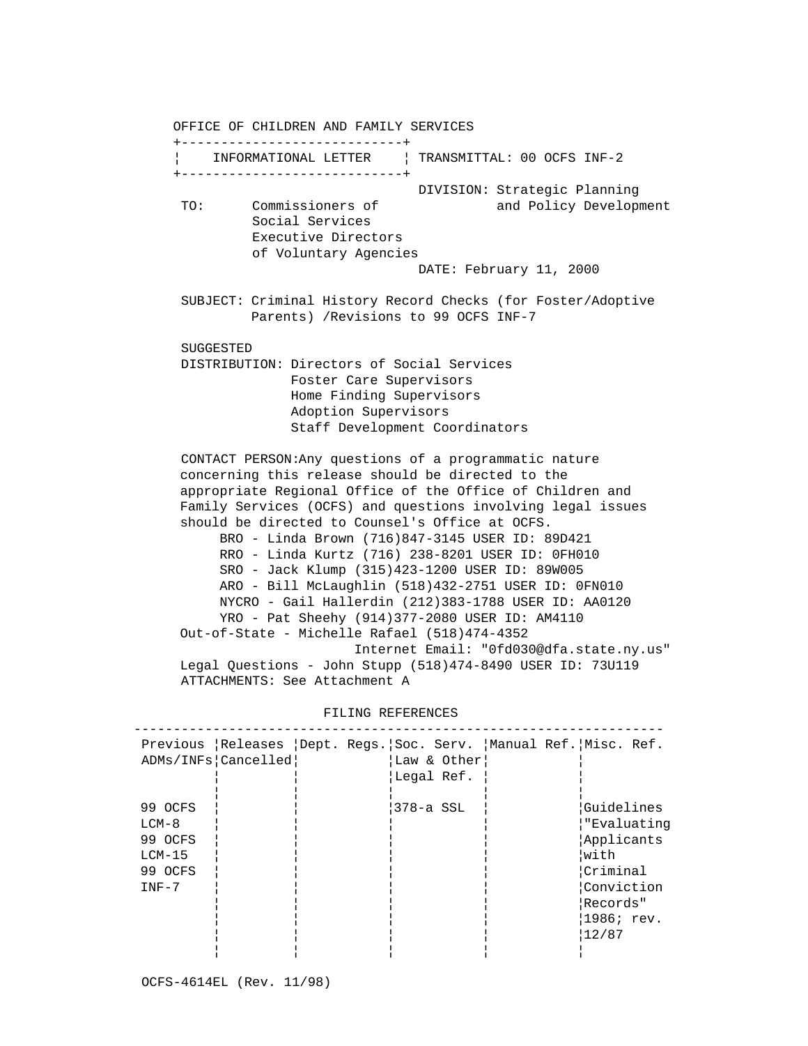# OFFICE OF CHILDREN AND FAMILY SERVICES

| INFORMATIONAL LETTER | TRANSMITTAL: 00 OCFS INF-2 |
|---|---|

**DIVISION:** Strategic Planning and Policy Development

**TO:** Commissioners of Social Services
Executive Directors of Voluntary Agencies

**DATE:** February 11, 2000

**SUBJECT:** Criminal History Record Checks (for Foster/Adoptive Parents) /Revisions to 99 OCFS INF-7

**SUGGESTED DISTRIBUTION:**
- Directors of Social Services
- Foster Care Supervisors
- Home Finding Supervisors
- Adoption Supervisors
- Staff Development Coordinators

**CONTACT PERSON:** Any questions of a programmatic nature concerning this release should be directed to the appropriate Regional Office of the Office of Children and Family Services (OCFS) and questions involving legal issues should be directed to Counsel's Office at OCFS.

- BRO - Linda Brown (716)847-3145 USER ID: 89D421
- RRO - Linda Kurtz (716) 238-8201 USER ID: 0FH010
- SRO - Jack Klump (315)423-1200 USER ID: 89W005
- ARO - Bill McLaughlin (518)432-2751 USER ID: 0FN010
- NYCRO - Gail Hallerdin (212)383-1788 USER ID: AA0120
- YRO - Pat Sheehy (914)377-2080 USER ID: AM4110

Out-of-State - Michelle Rafael (518)474-4352
Internet Email: "0fd030@dfa.state.ny.us"

Legal Questions - John Stupp (518)474-8490 USER ID: 73U119

**ATTACHMENTS:** See Attachment A

## FILING REFERENCES

| Previous ADMs/INFs | Releases Cancelled | Dept. Regs. | Soc. Serv. Law & Other Legal Ref. | Manual Ref. | Misc. Ref. |
|---|---|---|---|---|---|
| 99 OCFS LCM-8<br>99 OCFS LCM-15<br>99 OCFS INF-7 | | | 378-a SSL | | Guidelines "Evaluating Applicants with Criminal Conviction Records" 1986; rev. 12/87 |

OCFS-4614EL (Rev. 11/98)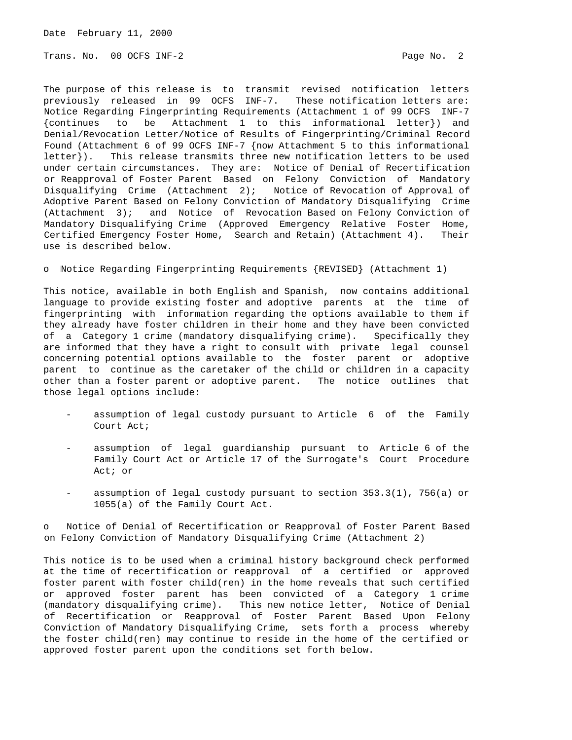The purpose of this release is to transmit revised notification letters previously released in 99 OCFS INF-7. These notification letters are: Notice Regarding Fingerprinting Requirements (Attachment 1 of 99 OCFS INF-7 {continues to be Attachment 1 to this informational letter}) and Denial/Revocation Letter/Notice of Results of Fingerprinting/Criminal Record Found (Attachment 6 of 99 OCFS INF-7 {now Attachment 5 to this informational letter}). This release transmits three new notification letters to be used under certain circumstances. They are: Notice of Denial of Recertification or Reapproval of Foster Parent Based on Felony Conviction of Mandatory Disqualifying Crime (Attachment 2); Notice of Revocation of Approval of Adoptive Parent Based on Felony Conviction of Mandatory Disqualifying Crime (Attachment 3); and Notice of Revocation Based on Felony Conviction of Mandatory Disqualifying Crime (Approved Emergency Relative Foster Home, Certified Emergency Foster Home, Search and Retain) (Attachment 4). Their use is described below.

o Notice Regarding Fingerprinting Requirements {REVISED} (Attachment 1)

This notice, available in both English and Spanish, now contains additional language to provide existing foster and adoptive parents at the time of fingerprinting with information regarding the options available to them if they already have foster children in their home and they have been convicted of a Category 1 crime (mandatory disqualifying crime). Specifically they are informed that they have a right to consult with private legal counsel concerning potential options available to the foster parent or adoptive parent to continue as the caretaker of the child or children in a capacity other than a foster parent or adoptive parent. The notice outlines that those legal options include:

- assumption of legal custody pursuant to Article 6 of the Family Court Act;
- assumption of legal guardianship pursuant to Article 6 of the Family Court Act or Article 17 of the Surrogate's Court Procedure Act; or
- assumption of legal custody pursuant to section 353.3(1), 756(a) or 1055(a) of the Family Court Act.

o Notice of Denial of Recertification or Reapproval of Foster Parent Based on Felony Conviction of Mandatory Disqualifying Crime (Attachment 2)

This notice is to be used when a criminal history background check performed at the time of recertification or reapproval of a certified or approved foster parent with foster child(ren) in the home reveals that such certified or approved foster parent has been convicted of a Category 1 crime (mandatory disqualifying crime). This new notice letter, Notice of Denial of Recertification or Reapproval of Foster Parent Based Upon Felony Conviction of Mandatory Disqualifying Crime, sets forth a process whereby the foster child(ren) may continue to reside in the home of the certified or approved foster parent upon the conditions set forth below.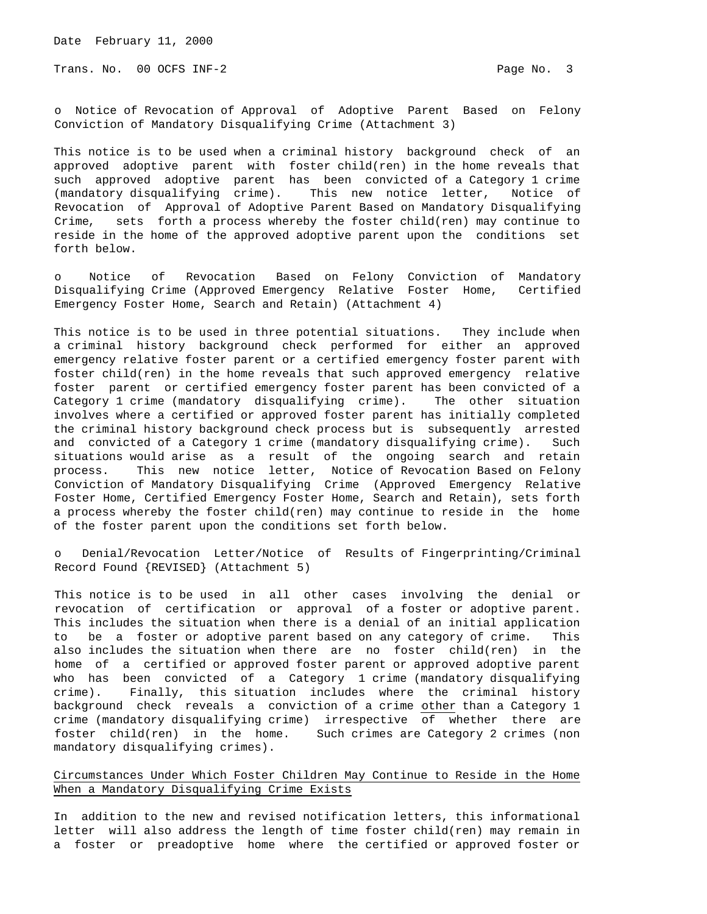o Notice of Revocation of Approval of Adoptive Parent Based on Felony Conviction of Mandatory Disqualifying Crime (Attachment 3)

This notice is to be used when a criminal history background check of an approved adoptive parent with foster child(ren) in the home reveals that such approved adoptive parent has been convicted of a Category 1 crime (mandatory disqualifying crime). This new notice letter, Notice of Revocation of Approval of Adoptive Parent Based on Mandatory Disqualifying Crime, sets forth a process whereby the foster child(ren) may continue to reside in the home of the approved adoptive parent upon the conditions set forth below.

o Notice of Revocation Based on Felony Conviction of Mandatory Disqualifying Crime (Approved Emergency Relative Foster Home, Certified Emergency Foster Home, Search and Retain) (Attachment 4)

This notice is to be used in three potential situations. They include when a criminal history background check performed for either an approved emergency relative foster parent or a certified emergency foster parent with foster child(ren) in the home reveals that such approved emergency relative foster parent or certified emergency foster parent has been convicted of a Category 1 crime (mandatory disqualifying crime). The other situation involves where a certified or approved foster parent has initially completed the criminal history background check process but is subsequently arrested and convicted of a Category 1 crime (mandatory disqualifying crime). Such situations would arise as a result of the ongoing search and retain process. This new notice letter, Notice of Revocation Based on Felony Conviction of Mandatory Disqualifying Crime (Approved Emergency Relative Foster Home, Certified Emergency Foster Home, Search and Retain), sets forth a process whereby the foster child(ren) may continue to reside in the home of the foster parent upon the conditions set forth below.

o Denial/Revocation Letter/Notice of Results of Fingerprinting/Criminal Record Found {REVISED} (Attachment 5)

This notice is to be used in all other cases involving the denial or revocation of certification or approval of a foster or adoptive parent. This includes the situation when there is a denial of an initial application to be a foster or adoptive parent based on any category of crime. This also includes the situation when there are no foster child(ren) in the home of a certified or approved foster parent or approved adoptive parent who has been convicted of a Category 1 crime (mandatory disqualifying crime). Finally, this situation includes where the criminal history background check reveals a conviction of a crime <u>other</u> than a Category 1 crime (mandatory disqualifying crime) irrespective of whether there are foster child(ren) in the home. Such crimes are Category 2 crimes (non mandatory disqualifying crimes).

<u>Circumstances Under Which Foster Children May Continue to Reside in the Home When a Mandatory Disqualifying Crime Exists</u>

In addition to the new and revised notification letters, this informational letter will also address the length of time foster child(ren) may remain in a foster or preadoptive home where the certified or approved foster or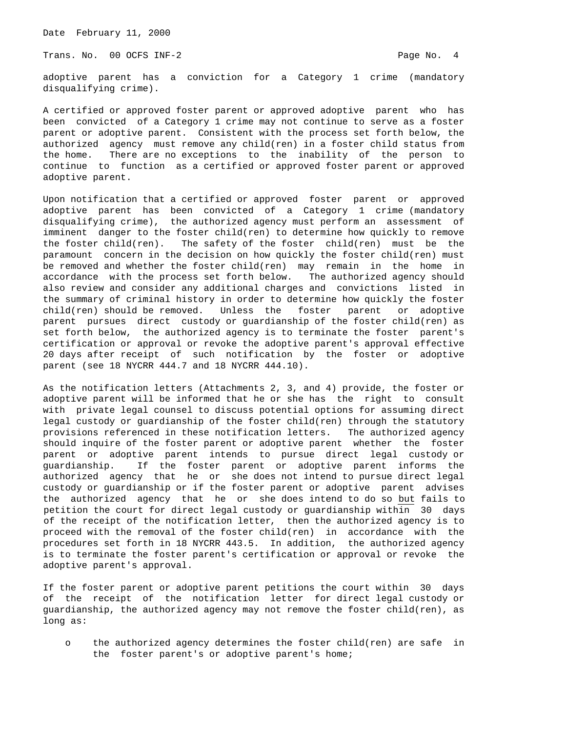adoptive parent has a conviction for a Category 1 crime (mandatory disqualifying crime).

A certified or approved foster parent or approved adoptive parent who has been convicted of a Category 1 crime may not continue to serve as a foster parent or adoptive parent. Consistent with the process set forth below, the authorized agency must remove any child(ren) in a foster child status from the home. There are no exceptions to the inability of the person to continue to function as a certified or approved foster parent or approved adoptive parent.

Upon notification that a certified or approved foster parent or approved adoptive parent has been convicted of a Category 1 crime (mandatory disqualifying crime), the authorized agency must perform an assessment of imminent danger to the foster child(ren) to determine how quickly to remove the foster child(ren). The safety of the foster child(ren) must be the paramount concern in the decision on how quickly the foster child(ren) must be removed and whether the foster child(ren) may remain in the home in accordance with the process set forth below. The authorized agency should also review and consider any additional charges and convictions listed in the summary of criminal history in order to determine how quickly the foster child(ren) should be removed. Unless the foster parent or adoptive parent pursues direct custody or guardianship of the foster child(ren) as set forth below, the authorized agency is to terminate the foster parent's certification or approval or revoke the adoptive parent's approval effective 20 days after receipt of such notification by the foster or adoptive parent (see 18 NYCRR 444.7 and 18 NYCRR 444.10).

As the notification letters (Attachments 2, 3, and 4) provide, the foster or adoptive parent will be informed that he or she has the right to consult with private legal counsel to discuss potential options for assuming direct legal custody or guardianship of the foster child(ren) through the statutory provisions referenced in these notification letters. The authorized agency should inquire of the foster parent or adoptive parent whether the foster parent or adoptive parent intends to pursue direct legal custody or guardianship. If the foster parent or adoptive parent informs the authorized agency that he or she does not intend to pursue direct legal custody or guardianship or if the foster parent or adoptive parent advises the authorized agency that he or she does intend to do so <u>but</u> fails to petition the court for direct legal custody or guardianship within 30 days of the receipt of the notification letter, then the authorized agency is to proceed with the removal of the foster child(ren) in accordance with the procedures set forth in 18 NYCRR 443.5. In addition, the authorized agency is to terminate the foster parent's certification or approval or revoke the adoptive parent's approval.

If the foster parent or adoptive parent petitions the court within 30 days of the receipt of the notification letter for direct legal custody or guardianship, the authorized agency may not remove the foster child(ren), as long as:

- the authorized agency determines the foster child(ren) are safe in the foster parent's or adoptive parent's home;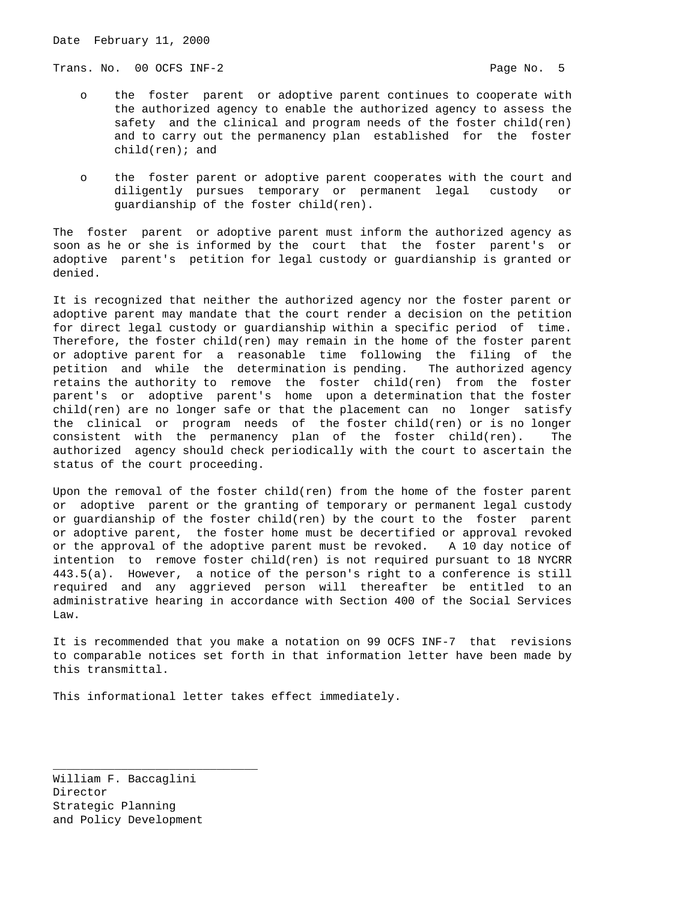- the foster parent or adoptive parent continues to cooperate with the authorized agency to enable the authorized agency to assess the safety and the clinical and program needs of the foster child(ren) and to carry out the permanency plan established for the foster child(ren); and

- the foster parent or adoptive parent cooperates with the court and diligently pursues temporary or permanent legal custody or guardianship of the foster child(ren).

The foster parent or adoptive parent must inform the authorized agency as soon as he or she is informed by the court that the foster parent's or adoptive parent's petition for legal custody or guardianship is granted or denied.

It is recognized that neither the authorized agency nor the foster parent or adoptive parent may mandate that the court render a decision on the petition for direct legal custody or guardianship within a specific period of time. Therefore, the foster child(ren) may remain in the home of the foster parent or adoptive parent for a reasonable time following the filing of the petition and while the determination is pending. The authorized agency retains the authority to remove the foster child(ren) from the foster parent's or adoptive parent's home upon a determination that the foster child(ren) are no longer safe or that the placement can no longer satisfy the clinical or program needs of the foster child(ren) or is no longer consistent with the permanency plan of the foster child(ren). The authorized agency should check periodically with the court to ascertain the status of the court proceeding.

Upon the removal of the foster child(ren) from the home of the foster parent or adoptive parent or the granting of temporary or permanent legal custody or guardianship of the foster child(ren) by the court to the foster parent or adoptive parent, the foster home must be decertified or approval revoked or the approval of the adoptive parent must be revoked. A 10 day notice of intention to remove foster child(ren) is not required pursuant to 18 NYCRR 443.5(a). However, a notice of the person's right to a conference is still required and any aggrieved person will thereafter be entitled to an administrative hearing in accordance with Section 400 of the Social Services Law.

It is recommended that you make a notation on 99 OCFS INF-7 that revisions to comparable notices set forth in that information letter have been made by this transmittal.

This informational letter takes effect immediately.

\_\_\_\_\_\_\_\_\_\_\_\_\_\_\_\_\_\_\_\_\_\_\_\_\_\_\_\_\_\_

William F. Baccaglini
Director
Strategic Planning
and Policy Development